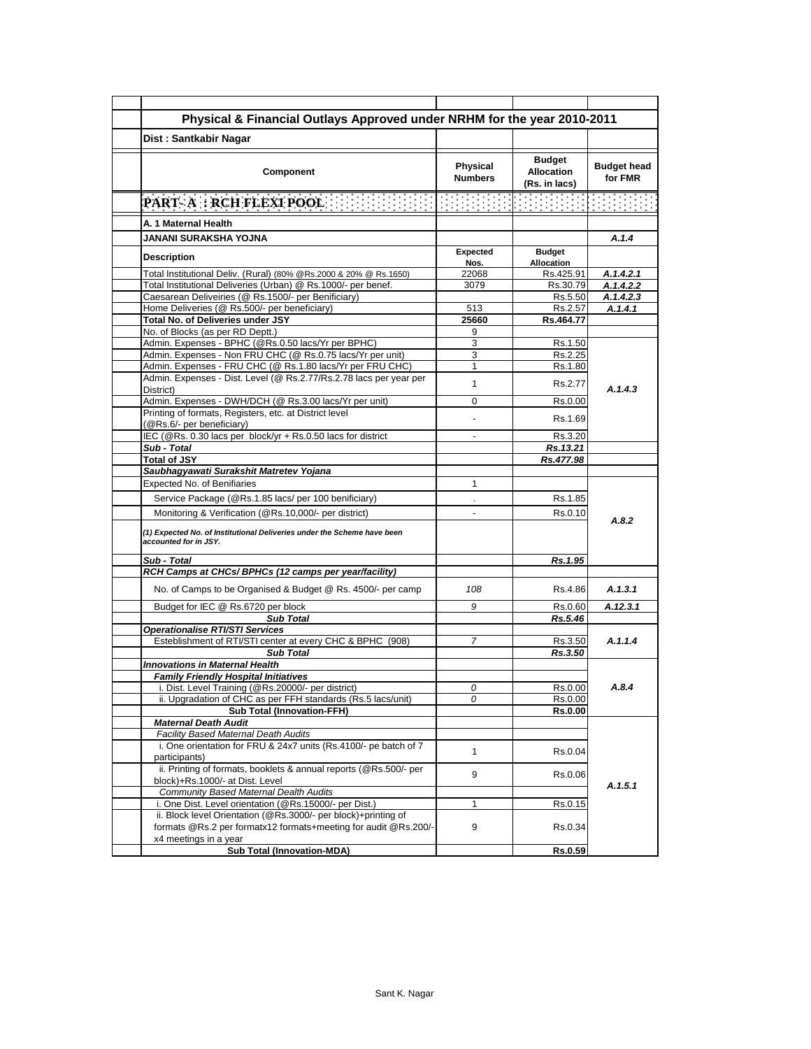| Physical & Financial Outlays Approved under NRHM for the year 2010-2011 | | | |
|---|---|---|---|
| **Dist : Santkabir Nagar** | | | |
| **Component** | **Physical Numbers** | **Budget Allocation (Rs. in lacs)** | **Budget head for FMR** |
| **PART- A : RCH FLEXI POOL** | | | |
| **A. 1 Maternal Health** | | | |
| **JANANI SURAKSHA YOJNA** | | | *A.1.4* |
| **Description** | **Expected Nos.** | **Budget Allocation** | |
| Total Institutional Deliv. (Rural) (80% @Rs.2000 & 20% @ Rs.1650) | 22068 | Rs.425.91 | *A.1.4.2.1* |
| Total Institutional Deliveries (Urban) @ Rs.1000/- per benef. | 3079 | Rs.30.79 | *A.1.4.2.2* |
| Caesarean Deliveiries (@ Rs.1500/- per Benificiary) | | Rs.5.50 | *A.1.4.2.3* |
| Home Deliveries (@ Rs.500/- per beneficiary) | 513 | Rs.2.57 | *A.1.4.1* |
| **Total No. of Deliveries under JSY** | **25660** | **Rs.464.77** | |
| No. of Blocks (as per RD Deptt.) | 9 | | |
| Admin. Expenses - BPHC (@Rs.0.50 lacs/Yr per BPHC) | 3 | Rs.1.50 | *A.1.4.3* |
| Admin. Expenses - Non FRU CHC (@ Rs.0.75 lacs/Yr per unit) | 3 | Rs.2.25 | |
| Admin. Expenses - FRU CHC (@ Rs.1.80 lacs/Yr per FRU CHC) | 1 | Rs.1.80 | |
| Admin. Expenses - Dist. Level (@ Rs.2.77/Rs.2.78 lacs per year per District) | 1 | Rs.2.77 | |
| Admin. Expenses - DWH/DCH (@ Rs.3.00 lacs/Yr per unit) | 0 | Rs.0.00 | |
| Printing of formats, Registers, etc. at District level (@Rs.6/- per beneficiary) | - | Rs.1.69 | |
| IEC (@Rs. 0.30 lacs per block/yr + Rs.0.50 lacs for district | - | Rs.3.20 | |
| ***Sub - Total*** | | ***Rs.13.21*** | |
| ***Total of JSY*** | | ***Rs.477.98*** | |
| ***Saubhagyawati Surakshit Matretev Yojana*** | | | |
| Expected No. of Benifiaries | 1 | | *A.8.2* |
| Service Package (@Rs.1.85 lacs/ per 100 benificiary) | . | Rs.1.85 | |
| Monitoring & Verification (@Rs.10,000/- per district) | - | Rs.0.10 | |
| ***(1) Expected No. of Institutional Deliveries under the Scheme have been accounted for in JSY.*** | | | |
| ***Sub - Total*** | | ***Rs.1.95*** | |
| ***RCH Camps at CHCs/ BPHCs (12 camps per year/facility)*** | | | |
| No. of Camps to be Organised & Budget @ Rs. 4500/- per camp | *108* | Rs.4.86 | *A.1.3.1* |
| Budget for IEC @ Rs.6720 per block | *9* | Rs.0.60 | *A.12.3.1* |
| ***Sub Total*** | | ***Rs.5.46*** | |
| ***Operationalise RTI/STI Services*** | | | |
| Esteblishment of RTI/STI center at every CHC & BPHC (908) | *7* | Rs.3.50 | *A.1.1.4* |
| ***Sub Total*** | | ***Rs.3.50*** | |
| ***Innovations in Maternal Health*** | | | |
| ***Family Friendly Hospital Initiatives*** | | | *A.8.4* |
| i. Dist. Level Training (@Rs.20000/- per district) | *0* | Rs.0.00 | |
| ii. Upgradation of CHC as per FFH standards (Rs.5 lacs/unit) | *0* | Rs.0.00 | |
| **Sub Total (Innovation-FFH)** | | **Rs.0.00** | |
| ***Maternal Death Audit*** | | | *A.1.5.1* |
| *Facility Based Maternal Death Audits* | | | |
| i. One orientation for FRU & 24x7 units (Rs.4100/- pe batch of 7 participants) | 1 | Rs.0.04 | |
| ii. Printing of formats, booklets & annual reports (@Rs.500/- per block)+Rs.1000/- at Dist. Level | 9 | Rs.0.06 | |
| *Community Based Maternal Dealth Audits* | | | |
| i. One Dist. Level orientation (@Rs.15000/- per Dist.) | 1 | Rs.0.15 | |
| ii. Block level Orientation (@Rs.3000/- per block)+printing of formats @Rs.2 per formatx12 formats+meeting for audit @Rs.200/- x4 meetings in a year | 9 | Rs.0.34 | |
| **Sub Total (Innovation-MDA)** | | **Rs.0.59** | |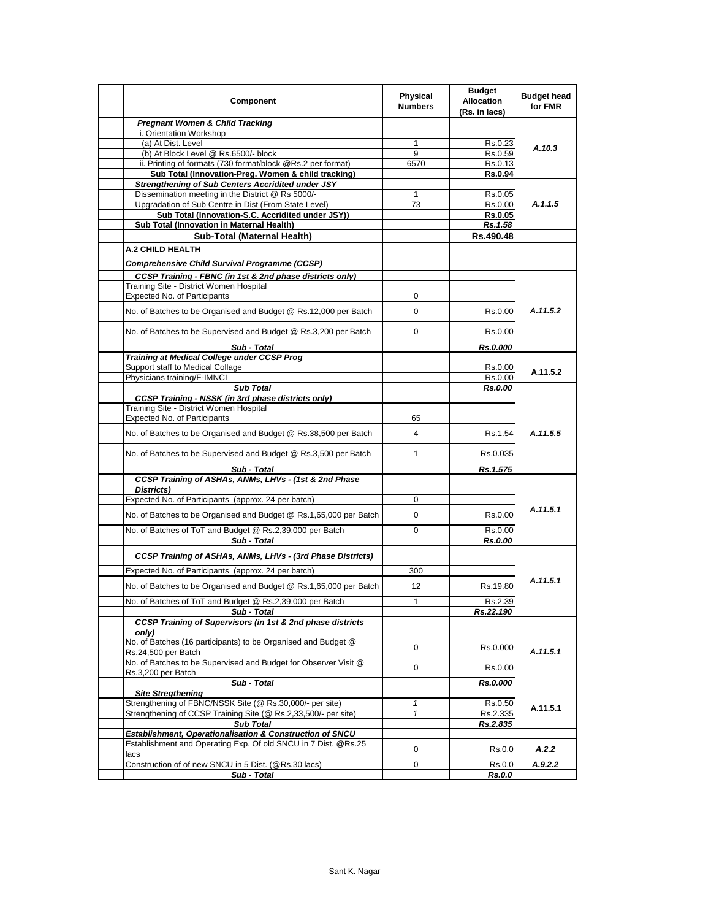| Component | Physical Numbers | Budget Allocation (Rs. in lacs) | Budget head for FMR |
|---|---|---|---|
| ***Pregnant Women & Child Tracking*** | | | A.10.3 |
| i. Orientation Workshop | | | |
| (a) At Dist. Level | 1 | Rs.0.23 | |
| (b) At Block Level @ Rs.6500/- block | 9 | Rs.0.59 | |
| ii. Printing of formats (730 format/block @Rs.2 per format) | 6570 | Rs.0.13 | |
| **Sub Total (Innovation-Preg. Women & child tracking)** | | **Rs.0.94** | |
| ***Strengthening of Sub Centers Accridited under JSY*** | | | A.1.1.5 |
| Dissemination meeting in the District @ Rs 5000/- | 1 | Rs.0.05 | |
| Upgradation of Sub Centre in Dist (From State Level) | 73 | Rs.0.00 | |
| **Sub Total (Innovation-S.C. Accridited under JSY))** | | **Rs.0.05** | |
| **Sub Total (Innovation in Maternal Health)** | | ***Rs.1.58*** | |
| **Sub-Total (Maternal Health)** | | **Rs.490.48** | |
| **A.2 CHILD HEALTH** | | | |
| ***Comprehensive Child Survival Programme (CCSP)*** | | | |
| ***CCSP Training - FBNC (in 1st & 2nd phase districts only)*** | | | A.11.5.2 |
| Training Site - District Women Hospital | | | |
| Expected No. of Participants | 0 | | |
| No. of Batches to be Organised and Budget @ Rs.12,000 per Batch | 0 | Rs.0.00 | |
| No. of Batches to be Supervised and Budget @ Rs.3,200 per Batch | 0 | Rs.0.00 | |
| ***Sub - Total*** | | ***Rs.0.000*** | |
| ***Training at Medical College under CCSP Prog*** | | | |
| Support staff to Medical Collage | | Rs.0.00 | A.11.5.2 |
| Physicians training/F-IMNCI | | Rs.0.00 | |
| ***Sub Total*** | | ***Rs.0.00*** | |
| ***CCSP Training - NSSK (in 3rd phase districts only)*** | | | A.11.5.5 |
| Training Site - District Women Hospital | | | |
| Expected No. of Participants | 65 | | |
| No. of Batches to be Organised and Budget @ Rs.38,500 per Batch | 4 | Rs.1.54 | |
| No. of Batches to be Supervised and Budget @ Rs.3,500 per Batch | 1 | Rs.0.035 | |
| ***Sub - Total*** | | ***Rs.1.575*** | |
| ***CCSP Training of ASHAs, ANMs, LHVs - (1st & 2nd Phase Districts)*** | | | A.11.5.1 |
| Expected No. of Participants (approx. 24 per batch) | 0 | | |
| No. of Batches to be Organised and Budget @ Rs.1,65,000 per Batch | 0 | Rs.0.00 | |
| No. of Batches of ToT and Budget @ Rs.2,39,000 per Batch | 0 | Rs.0.00 | |
| ***Sub - Total*** | | ***Rs.0.00*** | |
| ***CCSP Training of ASHAs, ANMs, LHVs - (3rd Phase Districts)*** | | | A.11.5.1 |
| Expected No. of Participants (approx. 24 per batch) | 300 | | |
| No. of Batches to be Organised and Budget @ Rs.1,65,000 per Batch | 12 | Rs.19.80 | |
| No. of Batches of ToT and Budget @ Rs.2,39,000 per Batch | 1 | Rs.2.39 | |
| ***Sub - Total*** | | ***Rs.22.190*** | |
| ***CCSP Training of Supervisors (in 1st & 2nd phase districts only)*** | | | A.11.5.1 |
| No. of Batches (16 participants) to be Organised and Budget @ Rs.24,500 per Batch | 0 | Rs.0.000 | |
| No. of Batches to be Supervised and Budget for Observer Visit @ Rs.3,200 per Batch | 0 | Rs.0.00 | |
| ***Sub - Total*** | | ***Rs.0.000*** | |
| ***Site Stregthening*** | | | |
| Strengthening of FBNC/NSSK Site (@ Rs.30,000/- per site) | *1* | Rs.0.50 | A.11.5.1 |
| Strengthening of CCSP Training Site (@ Rs.2,33,500/- per site) | *1* | Rs.2.335 | |
| ***Sub Total*** | | ***Rs.2.835*** | |
| ***Establishment, Operationalisation & Construction of SNCU*** | | | |
| Establishment and Operating Exp. Of old SNCU in 7 Dist. @Rs.25 lacs | 0 | Rs.0.0 | A.2.2 |
| Construction of of new SNCU in 5 Dist. (@Rs.30 lacs) | 0 | Rs.0.0 | A.9.2.2 |
| ***Sub - Total*** | | ***Rs.0.0*** | |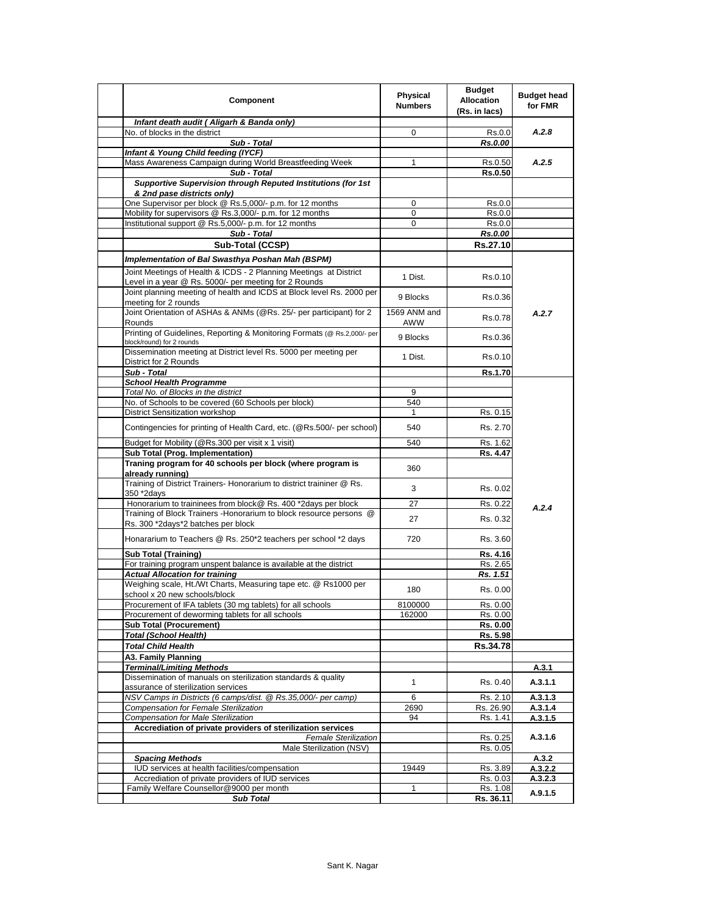| | Component | Physical Numbers | Budget Allocation (Rs. in lacs) | Budget head for FMR |
|---|---|---|---|---|
| | ***Infant death audit ( Aligarh & Banda only)*** | | | |
| | No. of blocks in the district | 0 | Rs.0.0 | ***A.2.8*** |
| | ***Sub - Total*** | | ***Rs.0.00*** | |
| | ***Infant & Young Child feeding (IYCF)*** | | | |
| | Mass Awareness Campaign during World Breastfeeding Week | 1 | Rs.0.50 | ***A.2.5*** |
| | ***Sub - Total*** | | **Rs.0.50** | |
| | ***Supportive Supervision through Reputed Institutions (for 1st & 2nd pase districts only)*** | | | |
| | One Supervisor per block @ Rs.5,000/- p.m. for 12 months | 0 | Rs.0.0 | |
| | Mobility for supervisors @ Rs.3,000/- p.m. for 12 months | 0 | Rs.0.0 | |
| | Institutional support @ Rs.5,000/- p.m. for 12 months | 0 | Rs.0.0 | |
| | ***Sub - Total*** | | ***Rs.0.00*** | |
| | **Sub-Total (CCSP)** | | **Rs.27.10** | |
| | ***Implementation of Bal Swasthya Poshan Mah (BSPM)*** | | | |
| | Joint Meetings of Health & ICDS - 2 Planning Meetings at District Level in a year @ Rs. 5000/- per meeting for 2 Rounds | 1 Dist. | Rs.0.10 | ***A.2.7*** |
| | Joint planning meeting of health and ICDS at Block level Rs. 2000 per meeting for 2 rounds | 9 Blocks | Rs.0.36 | |
| | Joint Orientation of ASHAs & ANMs (@Rs. 25/- per participant) for 2 Rounds | 1569 ANM and AWW | Rs.0.78 | |
| | Printing of Guidelines, Reporting & Monitoring Formats (@ Rs.2,000/- per block/round) for 2 rounds | 9 Blocks | Rs.0.36 | |
| | Dissemination meeting at District level Rs. 5000 per meeting per District for 2 Rounds | 1 Dist. | Rs.0.10 | |
| | ***Sub - Total*** | | **Rs.1.70** | |
| | ***School Health Programme*** | | | ***A.2.4*** |
| | *Total No. of Blocks in the district* | 9 | | |
| | No. of Schools to be covered (60 Schools per block) | 540 | | |
| | District Sensitization workshop | 1 | Rs. 0.15 | |
| | Contingencies for printing of Health Card, etc. (@Rs.500/- per school) | 540 | Rs. 2.70 | |
| | Budget for Mobility (@Rs.300 per visit x 1 visit) | 540 | Rs. 1.62 | |
| | **Sub Total (Prog. Implementation)** | | **Rs. 4.47** | |
| | **Traning program for 40 schools per block (where program is already running)** | 360 | | |
| | Training of District Trainers- Honorarium to district traininer @ Rs. 350 *2days | 3 | Rs. 0.02 | |
| | Honorarium to traininees from block@ Rs. 400 *2days per block | 27 | Rs. 0.22 | |
| | Training of Block Trainers -Honorarium to block resource persons @ Rs. 300 *2days*2 batches per block | 27 | Rs. 0.32 | |
| | Honararium to Teachers @ Rs. 250*2 teachers per school *2 days | 720 | Rs. 3.60 | |
| | **Sub Total (Training)** | | **Rs. 4.16** | |
| | For training program unspent balance is available at the district | | Rs. 2.65 | |
| | ***Actual Allocation for training*** | | ***Rs. 1.51*** | |
| | Weighing scale, Ht./Wt Charts, Measuring tape etc. @ Rs1000 per school x 20 new schools/block | 180 | Rs. 0.00 | |
| | Procurement of IFA tablets (30 mg tablets) for all schools | 8100000 | Rs. 0.00 | |
| | Procurement of deworming tablets for all schools | 162000 | Rs. 0.00 | |
| | **Sub Total (Procurement)** | | **Rs. 0.00** | |
| | ***Total (School Health)*** | | **Rs. 5.98** | |
| | ***Total Child Health*** | | **Rs.34.78** | |
| | **A3. Family Planning** | | | |
| | ***Terminal/Limiting Methods*** | | | **A.3.1** |
| | Dissemination of manuals on sterilization standards & quality assurance of sterilization services | 1 | Rs. 0.40 | **A.3.1.1** |
| | *NSV Camps in Districts (6 camps/dist. @ Rs.35,000/- per camp)* | 6 | Rs. 2.10 | **A.3.1.3** |
| | *Compensation for Female Sterilization* | 2690 | Rs. 26.90 | **A.3.1.4** |
| | *Compensation for Male Sterilization* | 94 | Rs. 1.41 | **A.3.1.5** |
| | **Accrediation of private providers of sterilization services** | | | **A.3.1.6** |
| | *Female Sterilization* | | Rs. 0.25 | |
| | Male Sterilization (NSV) | | Rs. 0.05 | |
| | ***Spacing Methods*** | | | **A.3.2** |
| | IUD services at health facilities/compensation | 19449 | Rs. 3.89 | **A.3.2.2** |
| | Accrediation of private providers of IUD services | | Rs. 0.03 | **A.3.2.3** |
| | Family Welfare Counsellor@9000 per month | 1 | Rs. 1.08 | **A.9.1.5** |
| | ***Sub Total*** | | **Rs. 36.11** | |

Sant K. Nagar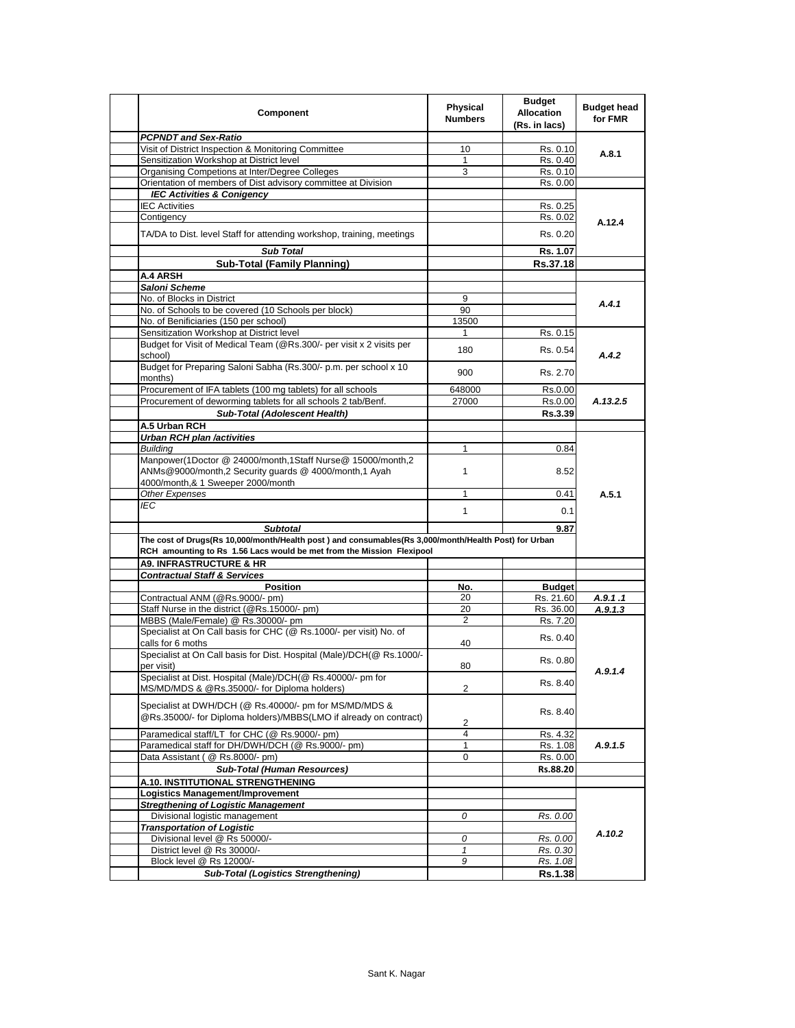| Component | Physical Numbers | Budget Allocation (Rs. in lacs) | Budget head for FMR |
|---|---|---|---|
| ***PCPNDT and Sex-Ratio*** | | | |
| Visit of District Inspection & Monitoring Committee | 10 | Rs. 0.10 | A.8.1 |
| Sensitization Workshop at District level | 1 | Rs. 0.40 | |
| Organising Competions at Inter/Degree Colleges | 3 | Rs. 0.10 | |
| Orientation of members of Dist advisory committee at Division | | Rs. 0.00 | |
| ***IEC Activities & Conigency*** | | | A.12.4 |
| IEC Activities | | Rs. 0.25 | |
| Contigency | | Rs. 0.02 | |
| TA/DA to Dist. level Staff for attending workshop, training, meetings | | Rs. 0.20 | |
| ***Sub Total*** | | **Rs. 1.07** | |
| **Sub-Total (Family Planning)** | | **Rs.37.18** | |
| **A.4 ARSH** | | | |
| ***Saloni Scheme*** | | | |
| No. of Blocks in District | 9 | | *A.4.1* |
| No. of Schools to be covered (10 Schools per block) | 90 | | |
| No. of Benificiaries (150 per school) | 13500 | | |
| Sensitization Workshop at District level | 1 | Rs. 0.15 | *A.4.2* |
| Budget for Visit of Medical Team (@Rs.300/- per visit x 2 visits per school) | 180 | Rs. 0.54 | |
| Budget for Preparing Saloni Sabha (Rs.300/- p.m. per school x 10 months) | 900 | Rs. 2.70 | |
| Procurement of IFA tablets (100 mg tablets) for all schools | 648000 | Rs.0.00 | *A.13.2.5* |
| Procurement of deworming tablets for all schools 2 tab/Benf. | 27000 | Rs.0.00 | |
| ***Sub-Total (Adolescent Health)*** | | **Rs.3.39** | |
| **A.5 Urban RCH** | | | |
| ***Urban RCH plan /activities*** | | | A.5.1 |
| *Building* | 1 | 0.84 | |
| Manpower(1Doctor @ 24000/month,1Staff Nurse@ 15000/month,2 ANMs@9000/month,2 Security guards @ 4000/month,1 Ayah 4000/month,& 1 Sweeper 2000/month | 1 | 8.52 | |
| *Other Expenses* | 1 | 0.41 | |
| *IEC* | 1 | 0.1 | |
| ***Subtotal*** | | **9.87** | |
| **The cost of Drugs(Rs 10,000/month/Health post ) and consumables(Rs 3,000/month/Health Post) for Urban RCH amounting to Rs 1.56 Lacs would be met from the Mission Flexipool** | | | |
| **A9. INFRASTRUCTURE & HR** | | | |
| ***Contractual Staff & Services*** | | | |
| **Position** | **No.** | **Budget** | |
| Contractual ANM (@Rs.9000/- pm) | 20 | Rs. 21.60 | ***A.9.1 .1*** |
| Staff Nurse in the district (@Rs.15000/- pm) | 20 | Rs. 36.00 | ***A.9.1.3*** |
| MBBS (Male/Female) @ Rs.30000/- pm | 2 | Rs. 7.20 | *A.9.1.4* |
| Specialist at On Call basis for CHC (@ Rs.1000/- per visit) No. of calls for 6 moths | 40 | Rs. 0.40 | |
| Specialist at On Call basis for Dist. Hospital (Male)/DCH(@ Rs.1000/- per visit) | 80 | Rs. 0.80 | |
| Specialist at Dist. Hospital (Male)/DCH(@ Rs.40000/- pm for MS/MD/MDS & @Rs.35000/- for Diploma holders) | 2 | Rs. 8.40 | |
| Specialist at DWH/DCH (@ Rs.40000/- pm for MS/MD/MDS & @Rs.35000/- for Diploma holders)/MBBS(LMO if already on contract) | 2 | Rs. 8.40 | |
| Paramedical staff/LT for CHC (@ Rs.9000/- pm) | 4 | Rs. 4.32 | *A.9.1.5* |
| Paramedical staff for DH/DWH/DCH (@ Rs.9000/- pm) | 1 | Rs. 1.08 | |
| Data Assistant ( @ Rs.8000/- pm) | 0 | Rs. 0.00 | |
| ***Sub-Total (Human Resources)*** | | **Rs.88.20** | |
| **A.10. INSTITUTIONAL STRENGTHENING** | | | |
| **Logistics Management/Improvement** | | | |
| ***Stregthening of Logistic Management*** | | | *A.10.2* |
| *Divisional logistic management* | *0* | *Rs. 0.00* | |
| ***Transportation of Logistic*** | | | |
| *Divisional level @ Rs 50000/-* | *0* | *Rs. 0.00* | |
| *District level @ Rs 30000/-* | *1* | *Rs. 0.30* | |
| *Block level @ Rs 12000/-* | *9* | *Rs. 1.08* | |
| ***Sub-Total (Logistics Strengthening)*** | | **Rs.1.38** | |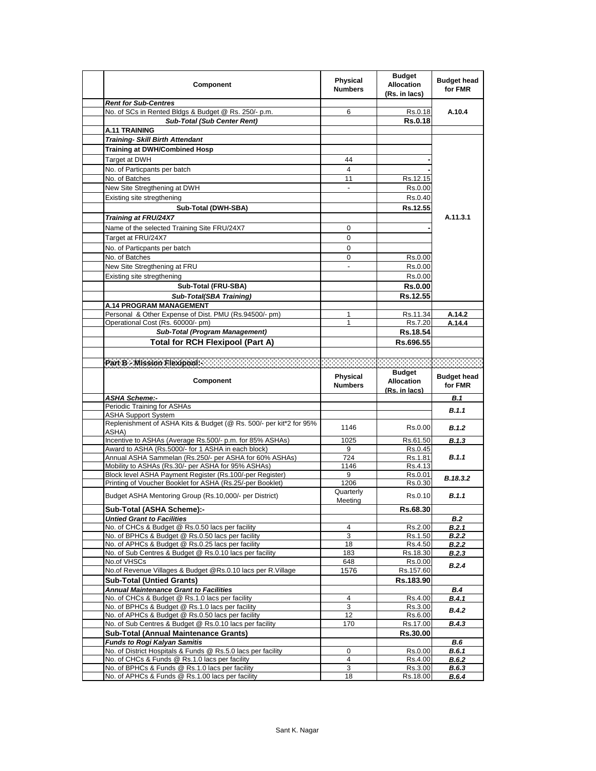| Component | Physical Numbers | Budget Allocation (Rs. in lacs) | Budget head for FMR |
|---|---|---|---|
| ***Rent for Sub-Centres*** | | | |
| No. of SCs in Rented Bldgs & Budget @ Rs. 250/- p.m. | 6 | Rs.0.18 | A.10.4 |
| ***Sub-Total (Sub Center Rent)*** | | **Rs.0.18** | |
| **A.11 TRAINING** | | | |
| ***Training- Skill Birth Attendant*** | | | A.11.3.1 |
| **Training at DWH/Combined Hosp** | | | |
| Target at DWH | 44 | - | |
| No. of Particpants per batch | 4 | - | |
| No. of Batches | 11 | Rs.12.15 | |
| New Site Stregthening at DWH | - | Rs.0.00 | |
| Existing site stregthening | | Rs.0.40 | |
| **Sub-Total (DWH-SBA)** | | **Rs.12.55** | |
| ***Training at FRU/24X7*** | | | |
| Name of the selected Training Site FRU/24X7 | 0 | - | |
| Target at FRU/24X7 | 0 | | |
| No. of Particpants per batch | 0 | | |
| No. of Batches | 0 | Rs.0.00 | |
| New Site Stregthening at FRU | - | Rs.0.00 | |
| Existing site stregthening | | Rs.0.00 | |
| **Sub-Total (FRU-SBA)** | | **Rs.0.00** | |
| ***Sub-Total(SBA Training)*** | | **Rs.12.55** | |
| **A.14 PROGRAM MANAGEMENT** | | | |
| Personal & Other Expense of Dist. PMU (Rs.94500/- pm) | 1 | Rs.11.34 | **A.14.2** |
| Operational Cost (Rs. 60000/- pm) | 1 | Rs.7.20 | **A.14.4** |
| ***Sub-Total (Program Management)*** | | **Rs.18.54** | |
| **Total for RCH Flexipool (Part A)** | | **Rs.696.55** | |

**Part B - Mission Flexipool:-**

| Component | Physical Numbers | Budget Allocation (Rs. in lacs) | Budget head for FMR |
|---|---|---|---|
| ***ASHA Scheme:-*** | | | ***B.1*** |
| Periodic Training for ASHAs | | | ***B.1.1*** |
| ASHA Support System | | | |
| Replenishment of ASHA Kits & Budget (@ Rs. 500/- per kit*2 for 95% ASHA) | 1146 | Rs.0.00 | ***B.1.2*** |
| Incentive to ASHAs (Average Rs.500/- p.m. for 85% ASHAs) | 1025 | Rs.61.50 | ***B.1.3*** |
| Award to ASHA (Rs.5000/- for 1 ASHA in each block) | 9 | Rs.0.45 | ***B.1.1*** |
| Annual ASHA Sammelan (Rs.250/- per ASHA for 60% ASHAs) | 724 | Rs.1.81 | |
| Mobility to ASHAs (Rs.30/- per ASHA for 95% ASHAs) | 1146 | Rs.4.13 | |
| Block level ASHA Payment Register (Rs.100/-per Register) | 9 | Rs.0.01 | ***B.18.3.2*** |
| Printing of Voucher Booklet for ASHA (Rs.25/-per Booklet) | 1206 | Rs.0.30 | |
| Budget ASHA Mentoring Group (Rs.10,000/- per District) | Quarterly Meeting | Rs.0.10 | ***B.1.1*** |
| **Sub-Total (ASHA Scheme):-** | | **Rs.68.30** | |
| ***Untied Grant to Facilities*** | | | ***B.2*** |
| No. of CHCs & Budget @ Rs.0.50 lacs per facility | 4 | Rs.2.00 | ***B.2.1*** |
| No. of BPHCs & Budget @ Rs.0.50 lacs per facility | 3 | Rs.1.50 | ***B.2.2*** |
| No. of APHCs & Budget @ Rs.0.25 lacs per facility | 18 | Rs.4.50 | ***B.2.2*** |
| No. of Sub Centres & Budget @ Rs.0.10 lacs per facility | 183 | Rs.18.30 | ***B.2.3*** |
| No.of VHSCs | 648 | Rs.0.00 | ***B.2.4*** |
| No.of Revenue Villages & Budget @Rs.0.10 lacs per R.Village | 1576 | Rs.157.60 | |
| **Sub-Total (Untied Grants)** | | **Rs.183.90** | |
| ***Annual Maintenance Grant to Facilities*** | | | ***B.4*** |
| No. of CHCs & Budget @ Rs.1.0 lacs per facility | 4 | Rs.4.00 | ***B.4.1*** |
| No. of BPHCs & Budget @ Rs.1.0 lacs per facility | 3 | Rs.3.00 | ***B.4.2*** |
| No. of APHCs & Budget @ Rs.0.50 lacs per facility | 12 | Rs.6.00 | |
| No. of Sub Centres & Budget @ Rs.0.10 lacs per facility | 170 | Rs.17.00 | ***B.4.3*** |
| **Sub-Total (Annual Maintenance Grants)** | | **Rs.30.00** | |
| ***Funds to Rogi Kalyan Samitis*** | | | ***B.6*** |
| No. of District Hospitals & Funds @ Rs.5.0 lacs per facility | 0 | Rs.0.00 | ***B.6.1*** |
| No. of CHCs & Funds @ Rs.1.0 lacs per facility | 4 | Rs.4.00 | ***B.6.2*** |
| No. of BPHCs & Funds @ Rs.1.0 lacs per facility | 3 | Rs.3.00 | ***B.6.3*** |
| No. of APHCs & Funds @ Rs.1.00 lacs per facility | 18 | Rs.18.00 | ***B.6.4*** |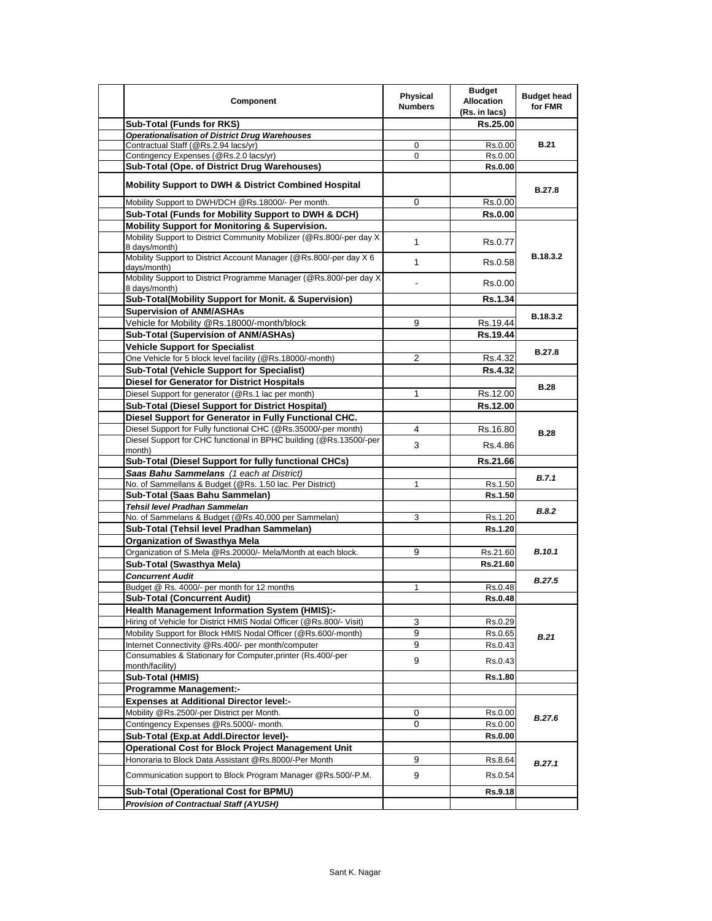| Component | Physical Numbers | Budget Allocation (Rs. in lacs) | Budget head for FMR |
|---|---|---|---|
| **Sub-Total (Funds for RKS)** | | **Rs.25.00** | |
| ***Operationalisation of District Drug Warehouses*** | | | |
| Contractual Staff (@Rs.2.94 lacs/yr) | 0 | Rs.0.00 | **B.21** |
| Contingency Expenses (@Rs.2.0 lacs/yr) | 0 | Rs.0.00 | |
| **Sub-Total (Ope. of District Drug Warehouses)** | | **Rs.0.00** | |
| **Mobility Support to DWH & District Combined Hospital** | | | **B.27.8** |
| Mobility Support to DWH/DCH @Rs.18000/- Per month. | 0 | Rs.0.00 | |
| **Sub-Total (Funds for Mobility Support to DWH & DCH)** | | **Rs.0.00** | |
| **Mobility Support for Monitoring & Supervision.** | | | |
| Mobility Support to District Community Mobilizer (@Rs.800/-per day X 8 days/month) | 1 | Rs.0.77 | **B.18.3.2** |
| Mobility Support to District Account Manager (@Rs.800/-per day X 6 days/month) | 1 | Rs.0.58 | |
| Mobility Support to District Programme Manager (@Rs.800/-per day X 8 days/month) | - | Rs.0.00 | |
| **Sub-Total(Mobility Support for Monit. & Supervision)** | | **Rs.1.34** | |
| **Supervision of ANM/ASHAs** | | | **B.18.3.2** |
| Vehicle for Mobility @Rs.18000/-month/block | 9 | Rs.19.44 | |
| **Sub-Total (Supervision of ANM/ASHAs)** | | **Rs.19.44** | |
| **Vehicle Support for Specialist** | | | **B.27.8** |
| One Vehicle for 5 block level facility (@Rs.18000/-month) | 2 | Rs.4.32 | |
| **Sub-Total (Vehicle Support for Specialist)** | | **Rs.4.32** | |
| **Diesel for Generator for District Hospitals** | | | **B.28** |
| Diesel Support for generator (@Rs.1 lac per month) | 1 | Rs.12.00 | |
| **Sub-Total (Diesel Support for District Hospital)** | | **Rs.12.00** | |
| **Diesel Support for Generator in Fully Functional CHC.** | | | |
| Diesel Support for Fully functional CHC (@Rs.35000/-per month) | 4 | Rs.16.80 | **B.28** |
| Diesel Support for CHC functional in BPHC building (@Rs.13500/-per month) | 3 | Rs.4.86 | |
| **Sub-Total (Diesel Support for fully functional CHCs)** | | **Rs.21.66** | |
| ***Saas Bahu Sammelans** (1 each at District)* | | | ***B.7.1*** |
| No. of Sammellans & Budget (@Rs. 1.50 lac. Per District) | 1 | Rs.1.50 | |
| **Sub-Total (Saas Bahu Sammelan)** | | **Rs.1.50** | |
| ***Tehsil level Pradhan Sammelan*** | | | ***B.8.2*** |
| No. of Sammelans & Budget (@Rs.40,000 per Sammelan) | 3 | Rs.1.20 | |
| **Sub-Total (Tehsil level Pradhan Sammelan)** | | **Rs.1.20** | |
| **Organization of Swasthya Mela** | | | ***B.10.1*** |
| Organization of S.Mela @Rs.20000/- Mela/Month at each block. | 9 | Rs.21.60 | |
| **Sub-Total (Swasthya Mela)** | | **Rs.21.60** | |
| ***Concurrent Audit*** | | | ***B.27.5*** |
| Budget @ Rs. 4000/- per month for 12 months | 1 | Rs.0.48 | |
| **Sub-Total (Concurrent Audit)** | | **Rs.0.48** | |
| **Health Management Information System (HMIS):-** | | | |
| Hiring of Vehicle for District HMIS Nodal Officer (@Rs.800/- Visit) | 3 | Rs.0.29 | ***B.21*** |
| Mobility Support for Block HMIS Nodal Officer (@Rs.600/-month) | 9 | Rs.0.65 | |
| Internet Connectivity @Rs.400/- per month/computer | 9 | Rs.0.43 | |
| Consumables & Stationary for Computer,printer (Rs.400/-per month/facility) | 9 | Rs.0.43 | |
| **Sub-Total (HMIS)** | | **Rs.1.80** | |
| **Programme Management:-** | | | |
| **Expenses at Additional Director level:-** | | | ***B.27.6*** |
| Mobility @Rs.2500/-per District per Month. | 0 | Rs.0.00 | |
| Contingency Expenses @Rs.5000/- month. | 0 | Rs.0.00 | |
| **Sub-Total (Exp.at Addl.Director level)-** | | **Rs.0.00** | |
| **Operational Cost for Block Project Management Unit** | | | ***B.27.1*** |
| Honoraria to Block Data Assistant @Rs.8000/-Per Month | 9 | Rs.8.64 | |
| Communication support to Block Program Manager @Rs.500/-P.M. | 9 | Rs.0.54 | |
| **Sub-Total (Operational Cost for BPMU)** | | **Rs.9.18** | |
| ***Provision of Contractual Staff (AYUSH)*** | | | |

Sant K. Nagar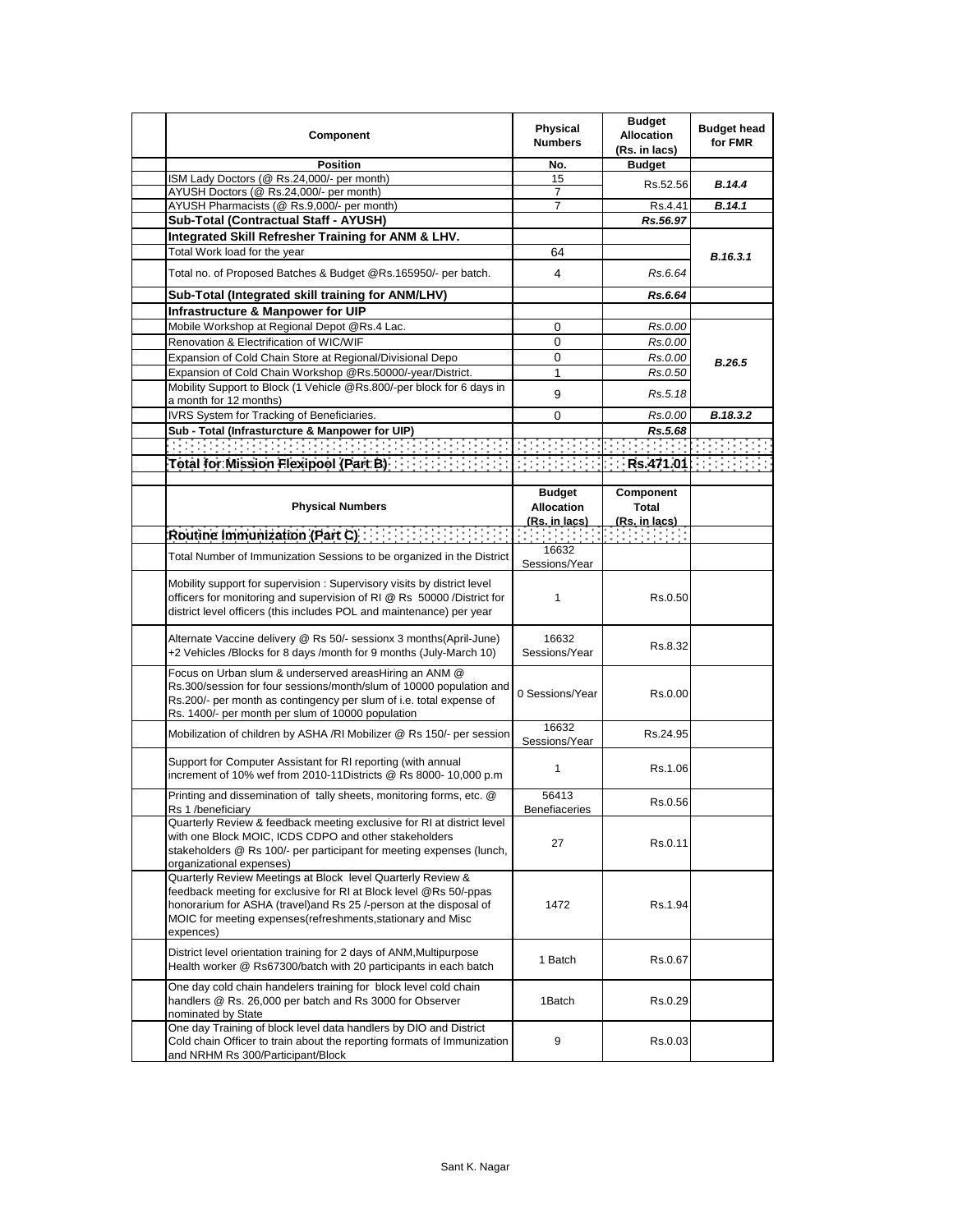| Component | Physical Numbers | Budget Allocation (Rs. in lacs) | Budget head for FMR |
|---|---|---|---|
| **Position** | **No.** | **Budget** | |
| ISM Lady Doctors (@ Rs.24,000/- per month) | 15 | Rs.52.56 | ***B.14.4*** |
| AYUSH Doctors (@ Rs.24,000/- per month) | 7 | | |
| AYUSH Pharmacists (@ Rs.9,000/- per month) | 7 | Rs.4.41 | ***B.14.1*** |
| **Sub-Total (Contractual Staff - AYUSH)** | | ***Rs.56.97*** | |
| **Integrated Skill Refresher Training for ANM & LHV.** | | | |
| Total Work load for the year | 64 | | ***B.16.3.1*** |
| Total no. of Proposed Batches & Budget @Rs.165950/- per batch. | 4 | *Rs.6.64* | |
| **Sub-Total (Integrated skill training for ANM/LHV)** | | ***Rs.6.64*** | |
| **Infrastructure & Manpower for UIP** | | | |
| Mobile Workshop at Regional Depot @Rs.4 Lac. | 0 | *Rs.0.00* | ***B.26.5*** |
| Renovation & Electrification of WIC/WIF | 0 | *Rs.0.00* | |
| Expansion of Cold Chain Store at Regional/Divisional Depo | 0 | *Rs.0.00* | |
| Expansion of Cold Chain Workshop @Rs.50000/-year/District. | 1 | *Rs.0.50* | |
| Mobility Support to Block (1 Vehicle @Rs.800/-per block for 6 days in a month for 12 months) | 9 | *Rs.5.18* | |
| IVRS System for Tracking of Beneficiaries. | 0 | *Rs.0.00* | ***B.18.3.2*** |
| **Sub - Total (Infrasturcture & Manpower for UIP)** | | ***Rs.5.68*** | |
| | | | |
| **Total for Mission Flexipool (Part B)** | | **Rs.471.01** | |

| Physical Numbers | Budget Allocation (Rs. in lacs) | Component Total (Rs. in lacs) | |
|---|---|---|---|
| **Routine Immunization (Part C)** | | | |
| Total Number of Immunization Sessions to be organized in the District | 16632 Sessions/Year | | |
| Mobility support for supervision : Supervisory visits by district level officers for monitoring and supervision of RI @ Rs 50000 /District for district level officers (this includes POL and maintenance) per year | 1 | Rs.0.50 | |
| Alternate Vaccine delivery @ Rs 50/- sessionx 3 months(April-June) +2 Vehicles /Blocks for 8 days /month for 9 months (July-March 10) | 16632 Sessions/Year | Rs.8.32 | |
| Focus on Urban slum & underserved areasHiring an ANM @ Rs.300/session for four sessions/month/slum of 10000 population and Rs.200/- per month as contingency per slum of i.e. total expense of Rs. 1400/- per month per slum of 10000 population | 0 Sessions/Year | Rs.0.00 | |
| Mobilization of children by ASHA /RI Mobilizer @ Rs 150/- per session | 16632 Sessions/Year | Rs.24.95 | |
| Support for Computer Assistant for RI reporting (with annual increment of 10% wef from 2010-11Districts @ Rs 8000- 10,000 p.m | 1 | Rs.1.06 | |
| Printing and dissemination of tally sheets, monitoring forms, etc. @ Rs 1 /beneficiary | 56413 Benefiaceries | Rs.0.56 | |
| Quarterly Review & feedback meeting exclusive for RI at district level with one Block MOIC, ICDS CDPO and other stakeholders stakeholders @ Rs 100/- per participant for meeting expenses (lunch, organizational expenses) | 27 | Rs.0.11 | |
| Quarterly Review Meetings at Block level Quarterly Review & feedback meeting for exclusive for RI at Block level @Rs 50/-ppas honorarium for ASHA (travel)and Rs 25 /-person at the disposal of MOIC for meeting expenses(refreshments,stationary and Misc expences) | 1472 | Rs.1.94 | |
| District level orientation training for 2 days of ANM,Multipurpose Health worker @ Rs67300/batch with 20 participants in each batch | 1 Batch | Rs.0.67 | |
| One day cold chain handelers training for block level cold chain handlers @ Rs. 26,000 per batch and Rs 3000 for Observer nominated by State | 1Batch | Rs.0.29 | |
| One day Training of block level data handlers by DIO and District Cold chain Officer to train about the reporting formats of Immunization and NRHM Rs 300/Participant/Block | 9 | Rs.0.03 | |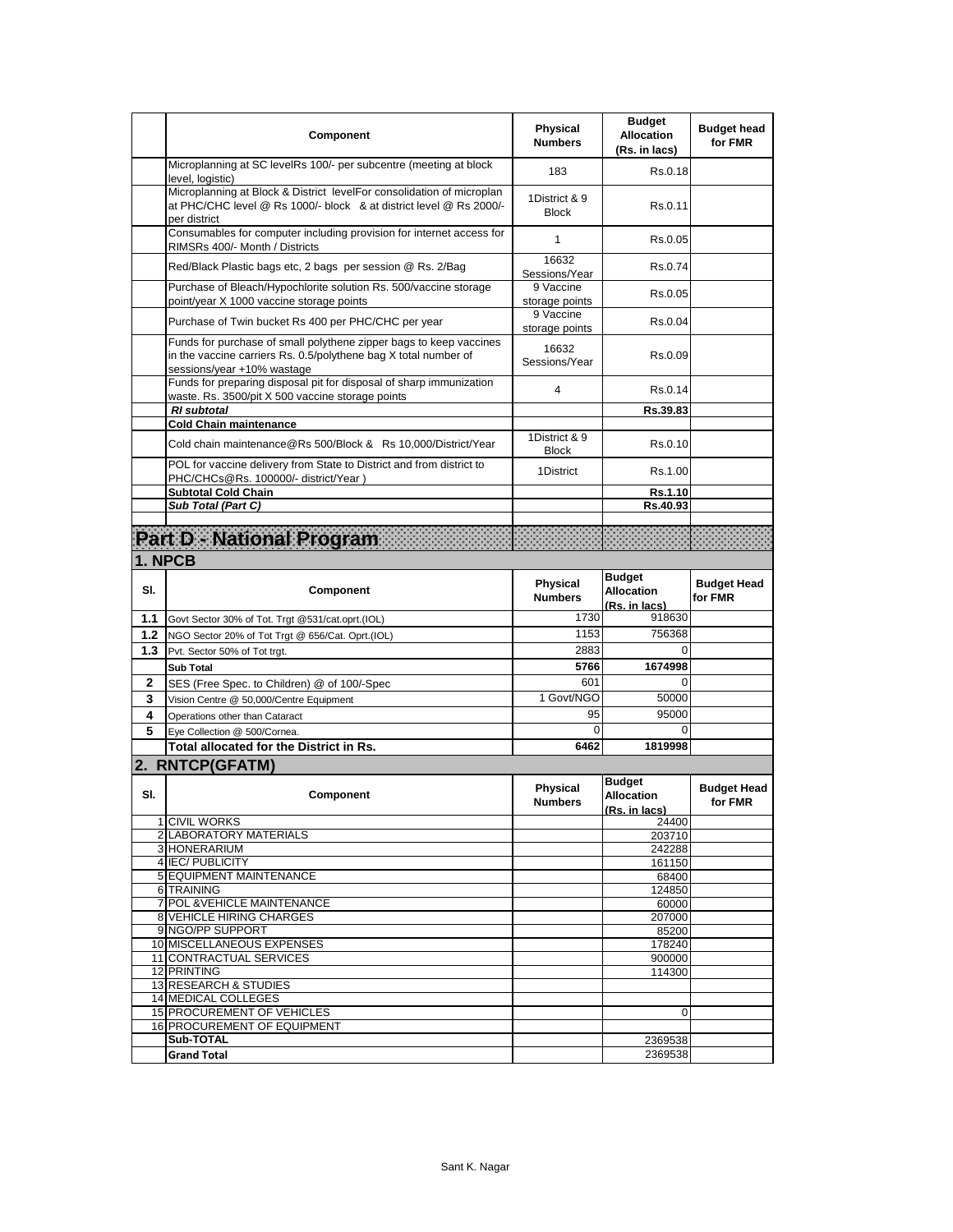| | Component | Physical Numbers | Budget Allocation (Rs. in lacs) | Budget head for FMR |
|---|---|---|---|---|
| | Microplanning at SC levelRs 100/- per subcentre (meeting at block level, logistic) | 183 | Rs.0.18 | |
| | Microplanning at Block & District levelFor consolidation of microplan at PHC/CHC level @ Rs 1000/- block & at district level @ Rs 2000/- per district | 1District & 9 Block | Rs.0.11 | |
| | Consumables for computer including provision for internet access for RIMSRs 400/- Month / Districts | 1 | Rs.0.05 | |
| | Red/Black Plastic bags etc, 2 bags per session @ Rs. 2/Bag | 16632 Sessions/Year | Rs.0.74 | |
| | Purchase of Bleach/Hypochlorite solution Rs. 500/vaccine storage point/year X 1000 vaccine storage points | 9 Vaccine storage points | Rs.0.05 | |
| | Purchase of Twin bucket Rs 400 per PHC/CHC per year | 9 Vaccine storage points | Rs.0.04 | |
| | Funds for purchase of small polythene zipper bags to keep vaccines in the vaccine carriers Rs. 0.5/polythene bag X total number of sessions/year +10% wastage | 16632 Sessions/Year | Rs.0.09 | |
| | Funds for preparing disposal pit for disposal of sharp immunization waste. Rs. 3500/pit X 500 vaccine storage points | 4 | Rs.0.14 | |
| | ***RI subtotal*** | | **Rs.39.83** | |
| | **Cold Chain maintenance** | | | |
| | Cold chain maintenance@Rs 500/Block & Rs 10,000/District/Year | 1District & 9 Block | Rs.0.10 | |
| | POL for vaccine delivery from State to District and from district to PHC/CHCs@Rs. 100000/- district/Year ) | 1District | Rs.1.00 | |
| | **Subtotal Cold Chain** | | **Rs.1.10** | |
| | ***Sub Total (Part C)*** | | **Rs.40.93** | |

# Part D - National Program

## 1. NPCB

| Sl. | Component | Physical Numbers | Budget Allocation (Rs. in lacs) | Budget Head for FMR |
|---|---|---|---|---|
| **1.1** | Govt Sector 30% of Tot. Trgt @531/cat.oprt.(IOL) | 1730 | 918630 | |
| **1.2** | NGO Sector 20% of Tot Trgt @ 656/Cat. Oprt.(IOL) | 1153 | 756368 | |
| **1.3** | Pvt. Sector 50% of Tot trgt. | 2883 | 0 | |
| | **Sub Total** | **5766** | **1674998** | |
| **2** | SES (Free Spec. to Children) @ of 100/-Spec | 601 | 0 | |
| **3** | Vision Centre @ 50,000/Centre Equipment | 1 Govt/NGO | 50000 | |
| **4** | Operations other than Cataract | 95 | 95000 | |
| **5** | Eye Collection @ 500/Cornea. | 0 | 0 | |
| | **Total allocated for the District in Rs.** | **6462** | **1819998** | |

## 2. RNTCP(GFATM)

| Sl. | Component | Physical Numbers | Budget Allocation (Rs. in lacs) | Budget Head for FMR |
|---|---|---|---|---|
| 1 | CIVIL WORKS | | 24400 | |
| 2 | LABORATORY MATERIALS | | 203710 | |
| 3 | HONERARIUM | | 242288 | |
| 4 | IEC/ PUBLICITY | | 161150 | |
| 5 | EQUIPMENT MAINTENANCE | | 68400 | |
| 6 | TRAINING | | 124850 | |
| 7 | POL &VEHICLE MAINTENANCE | | 60000 | |
| 8 | VEHICLE HIRING CHARGES | | 207000 | |
| 9 | NGO/PP SUPPORT | | 85200 | |
| 10 | MISCELLANEOUS EXPENSES | | 178240 | |
| 11 | CONTRACTUAL SERVICES | | 900000 | |
| 12 | PRINTING | | 114300 | |
| 13 | RESEARCH & STUDIES | | | |
| 14 | MEDICAL COLLEGES | | | |
| 15 | PROCUREMENT OF VEHICLES | | 0 | |
| 16 | PROCUREMENT OF EQUIPMENT | | | |
| | **Sub-TOTAL** | | 2369538 | |
| | **Grand Total** | | 2369538 | |

Sant K. Nagar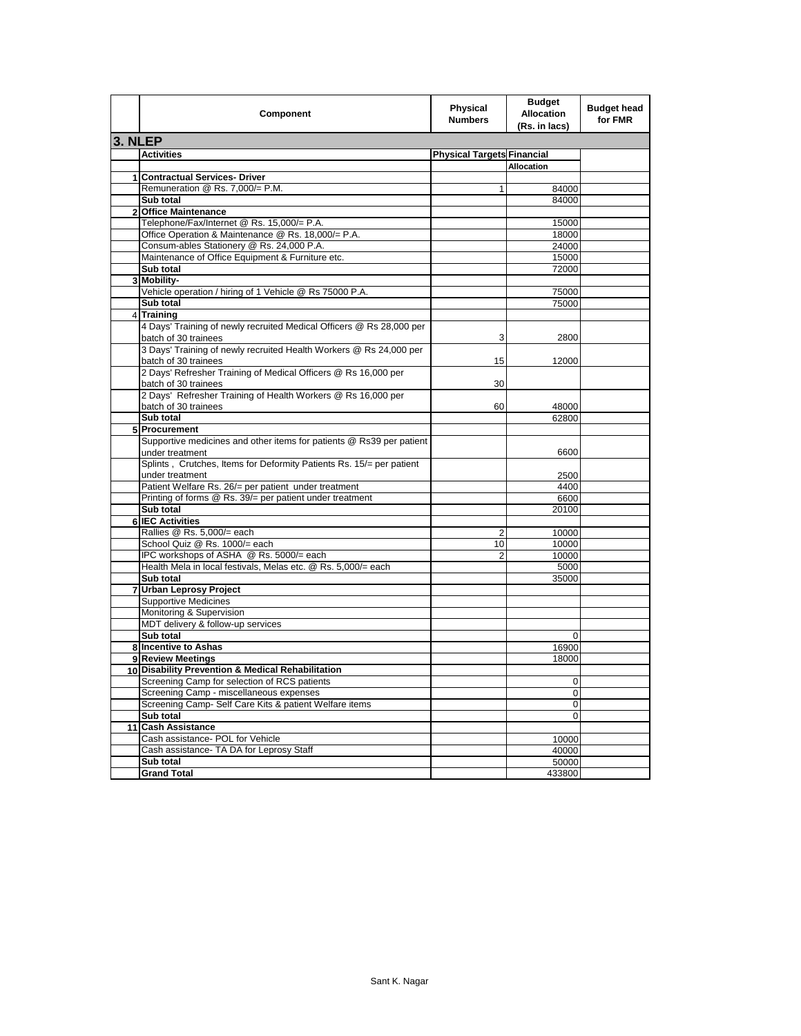| | Component | Physical Numbers | Budget Allocation (Rs. in lacs) | Budget head for FMR |
|---|---|---|---|---|
| **3. NLEP** | | | | |
| | **Activities** | **Physical Targets** | **Financial Allocation** | |
| **1** | **Contractual Services- Driver** | | | |
| | Remuneration @ Rs. 7,000/= P.M. | 1 | 84000 | |
| | **Sub total** | | 84000 | |
| **2** | **Office Maintenance** | | | |
| | Telephone/Fax/Internet @ Rs. 15,000/= P.A. | | 15000 | |
| | Office Operation & Maintenance @ Rs. 18,000/= P.A. | | 18000 | |
| | Consum-ables Stationery @ Rs. 24,000 P.A. | | 24000 | |
| | Maintenance of Office Equipment & Furniture etc. | | 15000 | |
| | **Sub total** | | 72000 | |
| **3** | **Mobility-** | | | |
| | Vehicle operation / hiring of 1 Vehicle @ Rs 75000 P.A. | | 75000 | |
| | **Sub total** | | 75000 | |
| 4 | **Training** | | | |
| | 4 Days' Training of newly recruited Medical Officers @ Rs 28,000 per batch of 30 trainees | 3 | 2800 | |
| | 3 Days' Training of newly recruited Health Workers @ Rs 24,000 per batch of 30 trainees | 15 | 12000 | |
| | 2 Days' Refresher Training of Medical Officers @ Rs 16,000 per batch of 30 trainees | 30 | | |
| | 2 Days' Refresher Training of Health Workers @ Rs 16,000 per batch of 30 trainees | 60 | 48000 | |
| | **Sub total** | | 62800 | |
| **5** | **Procurement** | | | |
| | Supportive medicines and other items for patients @ Rs39 per patient under treatment | | 6600 | |
| | Splints , Crutches, Items for Deformity Patients Rs. 15/= per patient under treatment | | 2500 | |
| | Patient Welfare Rs. 26/= per patient under treatment | | 4400 | |
| | Printing of forms @ Rs. 39/= per patient under treatment | | 6600 | |
| | **Sub total** | | 20100 | |
| **6** | **IEC Activities** | | | |
| | Rallies @ Rs. 5,000/= each | 2 | 10000 | |
| | School Quiz @ Rs. 1000/= each | 10 | 10000 | |
| | IPC workshops of ASHA @ Rs. 5000/= each | 2 | 10000 | |
| | Health Mela in local festivals, Melas etc. @ Rs. 5,000/= each | | 5000 | |
| | **Sub total** | | 35000 | |
| **7** | **Urban Leprosy Project** | | | |
| | Supportive Medicines | | | |
| | Monitoring & Supervision | | | |
| | MDT delivery & follow-up services | | | |
| | **Sub total** | | 0 | |
| **8** | **Incentive to Ashas** | | 16900 | |
| **9** | **Review Meetings** | | 18000 | |
| **10** | **Disability Prevention & Medical Rehabilitation** | | | |
| | Screening Camp for selection of RCS patients | | 0 | |
| | Screening Camp - miscellaneous expenses | | 0 | |
| | Screening Camp- Self Care Kits & patient Welfare items | | 0 | |
| | **Sub total** | | 0 | |
| **11** | **Cash Assistance** | | | |
| | Cash assistance- POL for Vehicle | | 10000 | |
| | Cash assistance- TA DA for Leprosy Staff | | 40000 | |
| | **Sub total** | | 50000 | |
| | **Grand Total** | | 433800 | |

Sant K. Nagar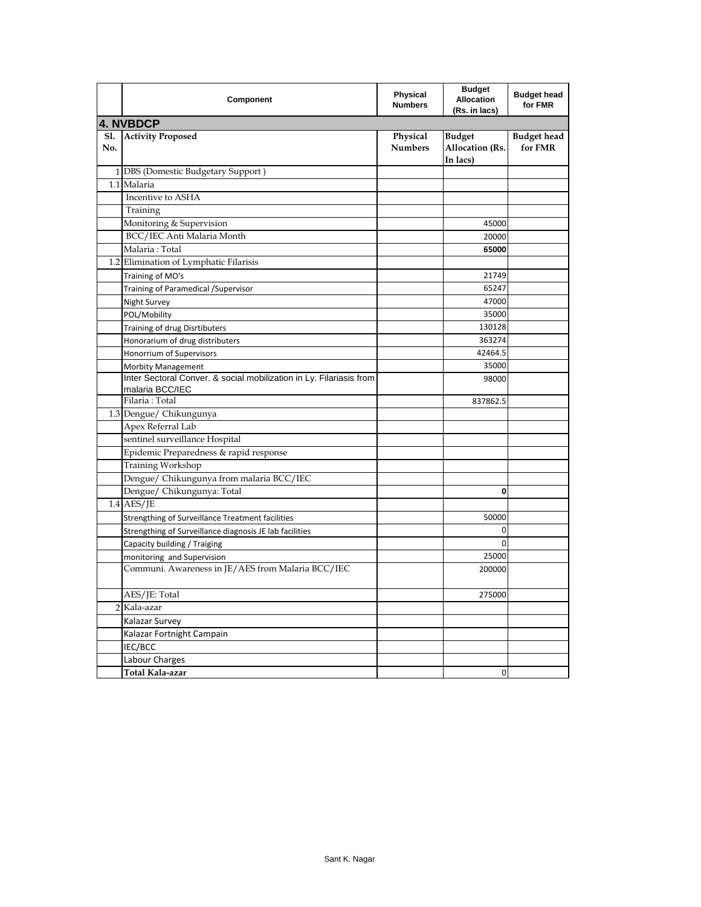| | Component | Physical Numbers | Budget Allocation (Rs. in lacs) | Budget head for FMR |
|---|---|---|---|---|
| **4. NVBDCP** | | | | |
| **Sl. No.** | **Activity Proposed** | **Physical Numbers** | **Budget Allocation (Rs. In lacs)** | **Budget head for FMR** |
| 1 | DBS (Domestic Budgetary Support ) | | | |
| 1.1 | Malaria | | | |
| | Incentive to ASHA | | | |
| | Training | | | |
| | Monitoring & Supervision | | 45000 | |
| | BCC/IEC Anti Malaria Month | | 20000 | |
| | Malaria : Total | | **65000** | |
| 1.2 | Elimination of Lymphatic Filarisis | | | |
| | Training of MO's | | 21749 | |
| | Training of Paramedical /Supervisor | | 65247 | |
| | Night Survey | | 47000 | |
| | POL/Mobility | | 35000 | |
| | Training of drug Disrtibuters | | 130128 | |
| | Honorarium of drug distributers | | 363274 | |
| | Honorrium of Supervisors | | 42464.5 | |
| | Morbity Management | | 35000 | |
| | Inter Sectoral Conver. & social mobilization in Ly. Filariasis from malaria BCC/IEC | | 98000 | |
| | Filaria : Total | | 837862.5 | |
| 1.3 | Dengue/ Chikungunya | | | |
| | Apex Referral Lab | | | |
| | sentinel surveillance Hospital | | | |
| | Epidemic Preparedness & rapid response | | | |
| | Training Workshop | | | |
| | Dengue/ Chikungunya from malaria BCC/IEC | | | |
| | Dengue/ Chikungunya: Total | | **0** | |
| 1.4 | AES/JE | | | |
| | Strengthing of Surveillance Treatment facilities | | 50000 | |
| | Strengthing of Surveillance diagnosis JE lab facilities | | 0 | |
| | Capacity building / Traiging | | 0 | |
| | monitoring and Supervision | | 25000 | |
| | Communi. Awareness in JE/AES from Malaria BCC/IEC | | 200000 | |
| | AES/JE: Total | | 275000 | |
| 2 | Kala-azar | | | |
| | Kalazar Survey | | | |
| | Kalazar Fortnight Campain | | | |
| | IEC/BCC | | | |
| | Labour Charges | | | |
| | **Total Kala-azar** | | 0 | |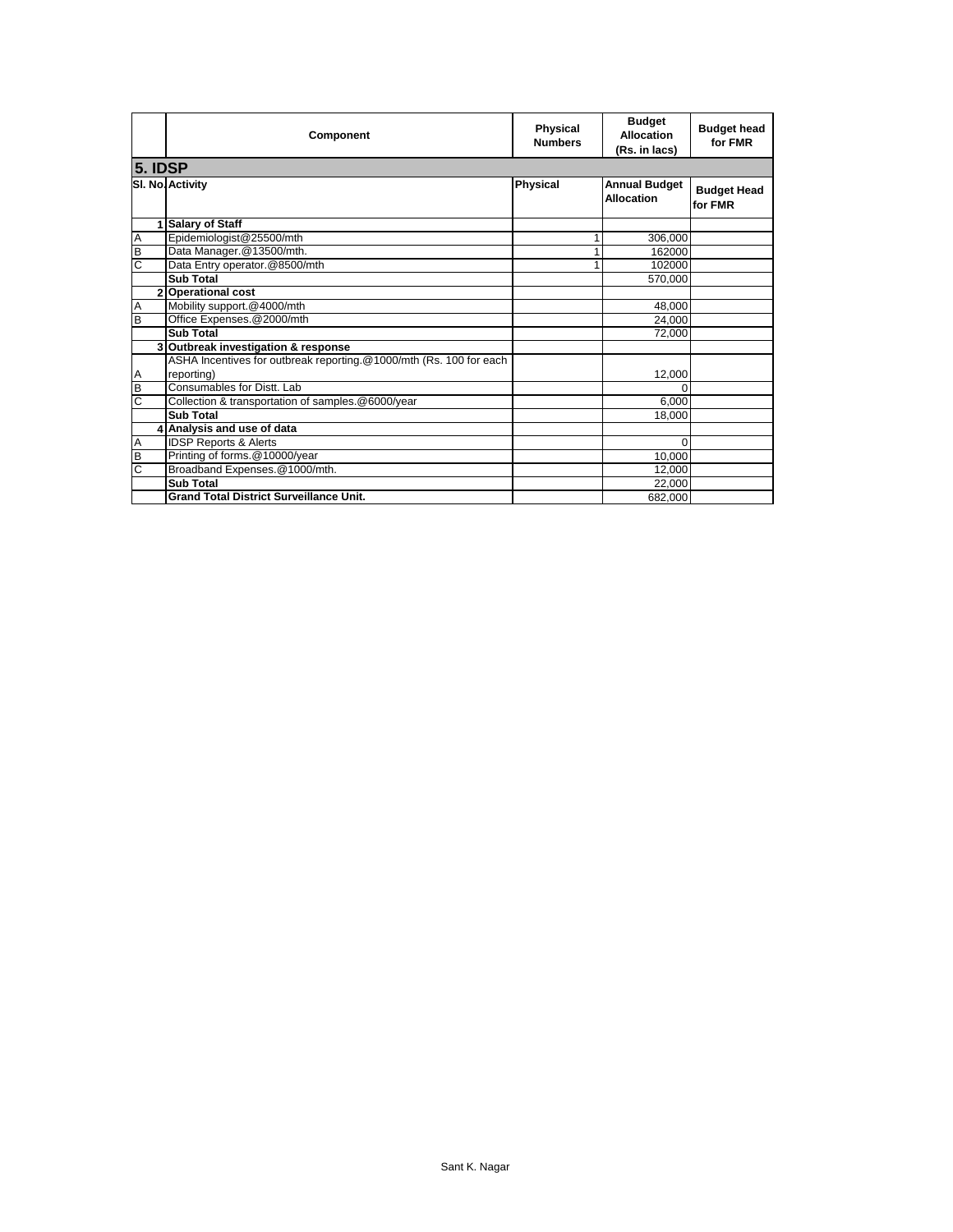| | Component | Physical Numbers | Budget Allocation (Rs. in lacs) | Budget head for FMR |
|---|---|---|---|---|
| **5. IDSP** | | | | |
| **Sl. No.** | **Activity** | **Physical** | **Annual Budget Allocation** | **Budget Head for FMR** |
| **1** | **Salary of Staff** | | | |
| A | Epidemiologist@25500/mth | 1 | 306,000 | |
| B | Data Manager.@13500/mth. | 1 | 162000 | |
| C | Data Entry operator.@8500/mth | 1 | 102000 | |
| | **Sub Total** | | 570,000 | |
| **2** | **Operational cost** | | | |
| A | Mobility support.@4000/mth | | 48,000 | |
| B | Office Expenses.@2000/mth | | 24,000 | |
| | **Sub Total** | | 72,000 | |
| **3** | **Outbreak investigation & response** | | | |
| A | ASHA Incentives for outbreak reporting.@1000/mth (Rs. 100 for each reporting) | | 12,000 | |
| B | Consumables for Distt. Lab | | 0 | |
| C | Collection & transportation of samples.@6000/year | | 6,000 | |
| | **Sub Total** | | 18,000 | |
| **4** | **Analysis and use of data** | | | |
| A | IDSP Reports & Alerts | | 0 | |
| B | Printing of forms.@10000/year | | 10,000 | |
| C | Broadband Expenses.@1000/mth. | | 12,000 | |
| | **Sub Total** | | 22,000 | |
| | **Grand Total District Surveillance Unit.** | | 682,000 | |

Sant K. Nagar